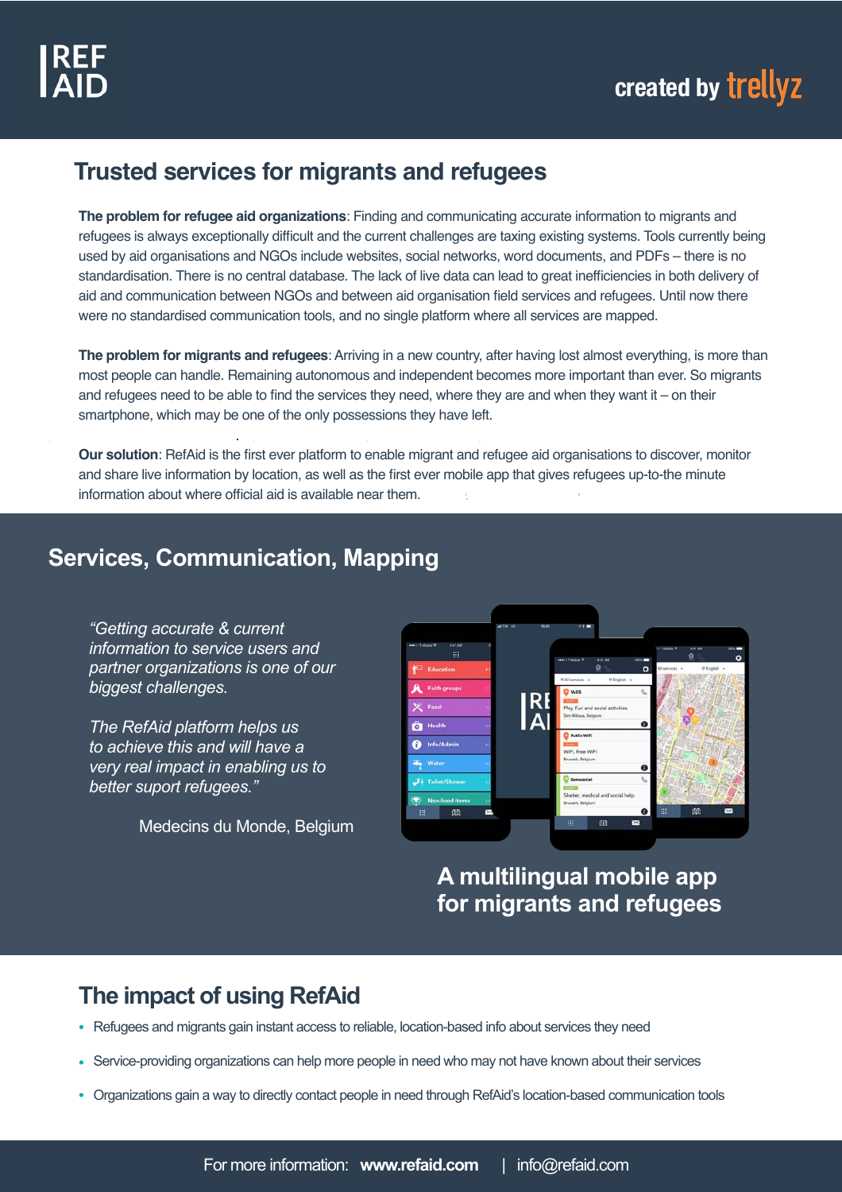REF AID

created by trellyz

## Trusted services for migrants and refugees

**The problem for refugee aid organizations**: Finding and communicating accurate information to migrants and refugees is always exceptionally difficult and the current challenges are taxing existing systems. Tools currently being used by aid organisations and NGOs include websites, social networks, word documents, and PDFs – there is no standardisation. There is no central database. The lack of live data can lead to great inefficiencies in both delivery of aid and communication between NGOs and between aid organisation field services and refugees. Until now there were no standardised communication tools, and no single platform where all services are mapped.

**The problem for migrants and refugees**: Arriving in a new country, after having lost almost everything, is more than most people can handle. Remaining autonomous and independent becomes more important than ever. So migrants and refugees need to be able to find the services they need, where they are and when they want it – on their smartphone, which may be one of the only possessions they have left.

**Our solution**: RefAid is the first ever platform to enable migrant and refugee aid organisations to discover, monitor and share live information by location, as well as the first ever mobile app that gives refugees up-to-the minute information about where official aid is available near them.

## Services, Communication, Mapping

*“Getting accurate & current information to service users and partner organizations is one of our biggest challenges.*

*The RefAid platform helps us to achieve this and will have a very real impact in enabling us to better suport refugees.”*

Medecins du Monde, Belgium

**A multilingual mobile app for migrants and refugees**

## The impact of using RefAid

- Refugees and migrants gain instant access to reliable, location-based info about services they need
- Service-providing organizations can help more people in need who may not have known about their services
- Organizations gain a way to directly contact people in need through RefAid’s location-based communication tools

For more information: **www.refaid.com** | info@refaid.com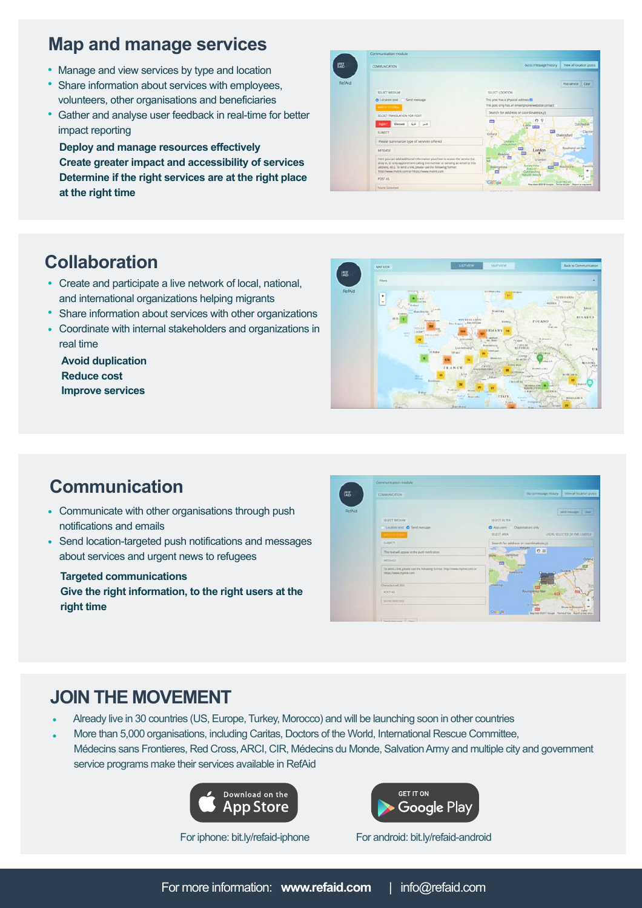## Map and manage services

- Manage and view services by type and location
- Share information about services with employees, volunteers, other organisations and beneficiaries
- Gather and analyse user feedback in real-time for better impact reporting

**Deploy and manage resources effectively**
**Create greater impact and accessibility of services**
**Determine if the right services are at the right place at the right time**

## Collaboration

- Create and participate a live network of local, national, and international organizations helping migrants
- Share information about services with other organizations
- Coordinate with internal stakeholders and organizations in real time

**Avoid duplication**
**Reduce cost**
**Improve services**

## Communication

- Communicate with other organisations through push notifications and emails
- Send location-targeted push notifications and messages about services and urgent news to refugees

**Targeted communications**
**Give the right information, to the right users at the right time**

## JOIN THE MOVEMENT

- Already live in 30 countries (US, Europe, Turkey, Morocco) and will be launching soon in other countries
- More than 5,000 organisations, including Caritas, Doctors of the World, International Rescue Committee, Médecins sans Frontieres, Red Cross, ARCI, CIR, Médecins du Monde, Salvation Army and multiple city and government service programs make their services available in RefAid

Download on the App Store

For iphone: bit.ly/refaid-iphone

GET IT ON Google Play

For android: bit.ly/refaid-android

For more information: **www.refaid.com** | info@refaid.com